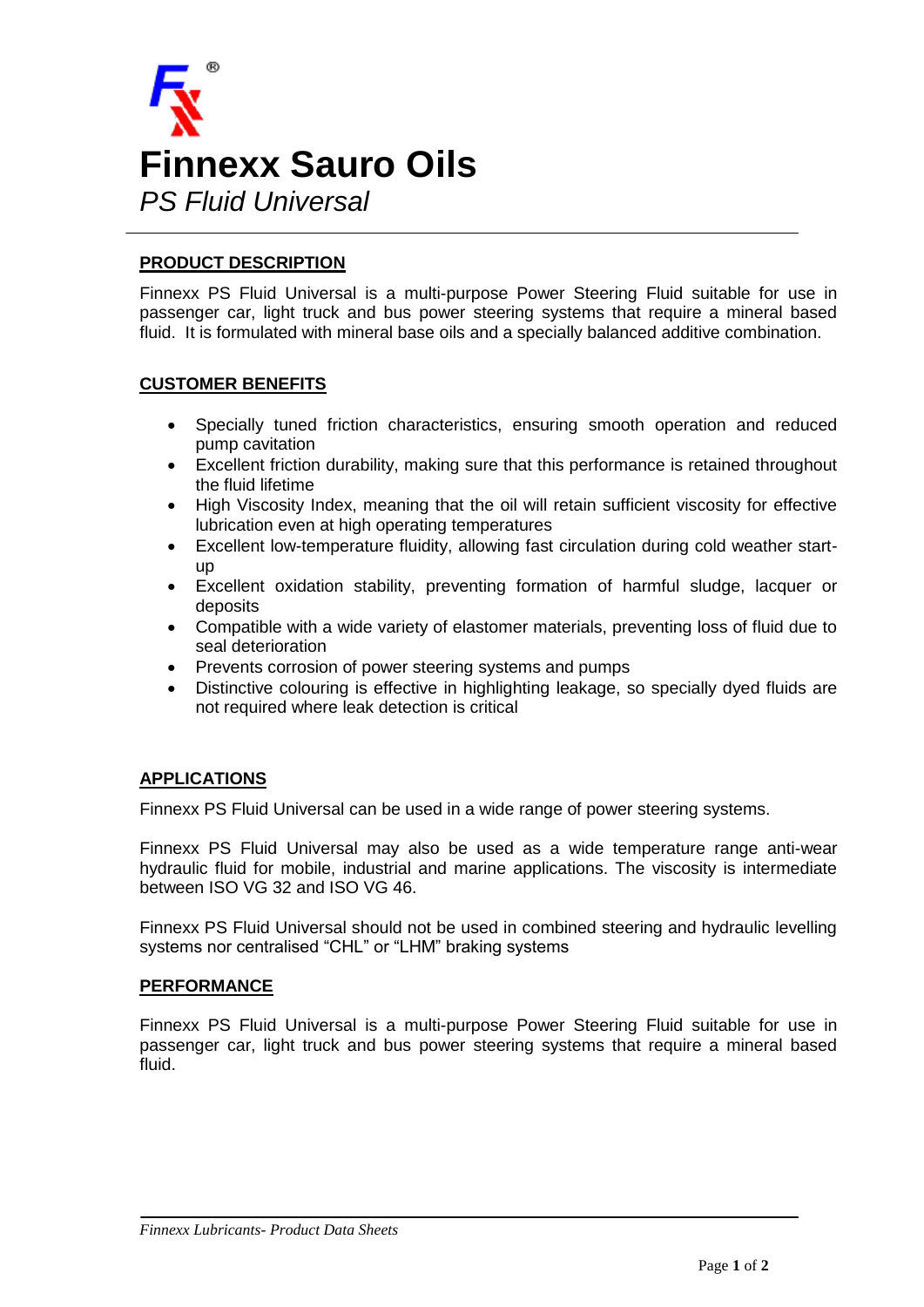# Finnexx Sauro Oils

*PS Fluid Universal*

## PRODUCT DESCRIPTION

Finnexx PS Fluid Universal is a multi-purpose Power Steering Fluid suitable for use in passenger car, light truck and bus power steering systems that require a mineral based fluid. It is formulated with mineral base oils and a specially balanced additive combination.

## CUSTOMER BENEFITS

- Specially tuned friction characteristics, ensuring smooth operation and reduced pump cavitation
- Excellent friction durability, making sure that this performance is retained throughout the fluid lifetime
- High Viscosity Index, meaning that the oil will retain sufficient viscosity for effective lubrication even at high operating temperatures
- Excellent low-temperature fluidity, allowing fast circulation during cold weather start-up
- Excellent oxidation stability, preventing formation of harmful sludge, lacquer or deposits
- Compatible with a wide variety of elastomer materials, preventing loss of fluid due to seal deterioration
- Prevents corrosion of power steering systems and pumps
- Distinctive colouring is effective in highlighting leakage, so specially dyed fluids are not required where leak detection is critical

## APPLICATIONS

Finnexx PS Fluid Universal can be used in a wide range of power steering systems.

Finnexx PS Fluid Universal may also be used as a wide temperature range anti-wear hydraulic fluid for mobile, industrial and marine applications. The viscosity is intermediate between ISO VG 32 and ISO VG 46.

Finnexx PS Fluid Universal should not be used in combined steering and hydraulic levelling systems nor centralised "CHL" or "LHM" braking systems

## PERFORMANCE

Finnexx PS Fluid Universal is a multi-purpose Power Steering Fluid suitable for use in passenger car, light truck and bus power steering systems that require a mineral based fluid.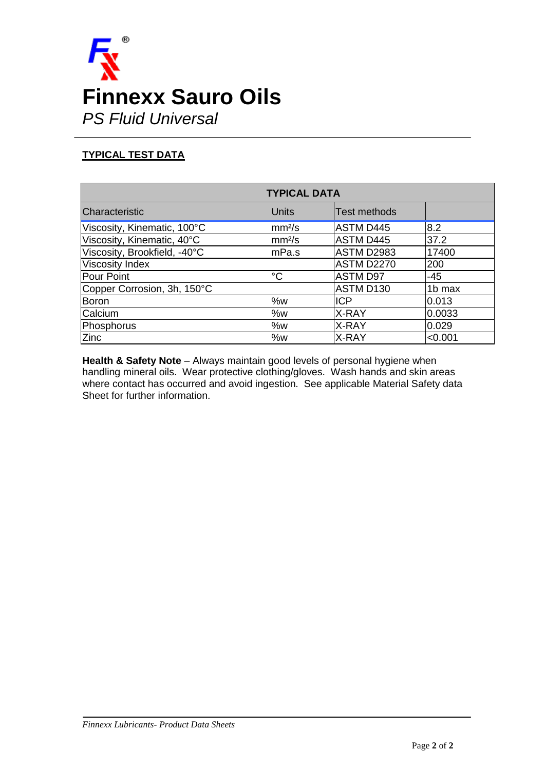# Finnexx Sauro Oils

*PS Fluid Universal*

**TYPICAL TEST DATA**

| TYPICAL DATA | | | |
|---|---|---|---|
| Characteristic | Units | Test methods | |
| Viscosity, Kinematic, 100°C | $mm^2/s$ | ASTM D445 | 8.2 |
| Viscosity, Kinematic, 40°C | $mm^2/s$ | ASTM D445 | 37.2 |
| Viscosity, Brookfield, -40°C | mPa.s | ASTM D2983 | 17400 |
| Viscosity Index | | ASTM D2270 | 200 |
| Pour Point | °C | ASTM D97 | -45 |
| Copper Corrosion, 3h, 150°C | | ASTM D130 | 1b max |
| Boron | %w | ICP | 0.013 |
| Calcium | %w | X-RAY | 0.0033 |
| Phosphorus | %w | X-RAY | 0.029 |
| Zinc | %w | X-RAY | <0.001 |

**Health & Safety Note** – Always maintain good levels of personal hygiene when handling mineral oils. Wear protective clothing/gloves. Wash hands and skin areas where contact has occurred and avoid ingestion. See applicable Material Safety data Sheet for further information.